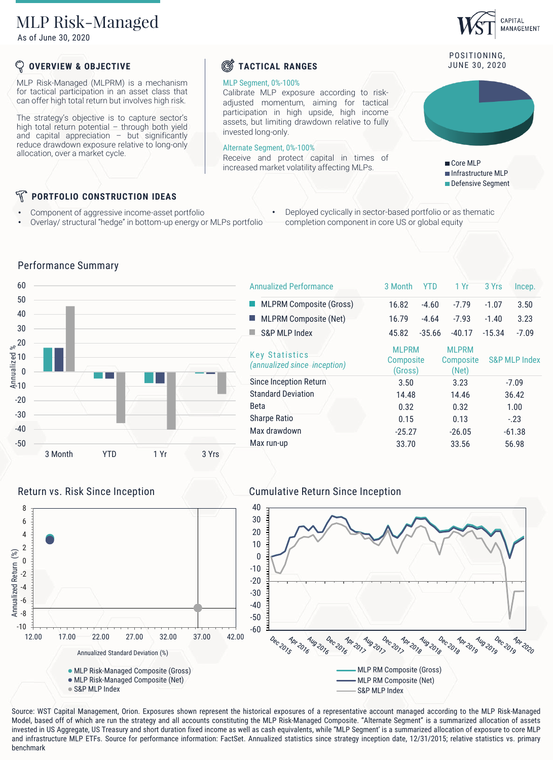# MLP Risk-Managed

As of June 30, 2020

WST CAPITAL MANAGEMENT

## OVERVIEW & OBJECTIVE

MLP Risk-Managed (MLPRM) is a mechanism for tactical participation in an asset class that can offer high total return but involves high risk.

The strategy's objective is to capture sector's high total return potential – through both yield and capital appreciation – but significantly reduce drawdown exposure relative to long-only allocation, over a market cycle.

## TACTICAL RANGES

MLP Segment, 0%-100%

Calibrate MLP exposure according to risk-adjusted momentum, aiming for tactical participation in high upside, high income assets, but limiting drawdown relative to fully invested long-only.

Alternate Segment, 0%-100%

Receive and protect capital in times of increased market volatility affecting MLPs.

POSITIONING, JUNE 30, 2020

- Core MLP
- Infrastructure MLP
- Defensive Segment

## PORTFOLIO CONSTRUCTION IDEAS

- Component of aggressive income-asset portfolio
- Overlay/ structural "hedge" in bottom-up energy or MLPs portfolio
- Deployed cyclically in sector-based portfolio or as thematic completion component in core US or global equity

## Performance Summary

| Annualized Performance | 3 Month | YTD | 1 Yr | 3 Yrs | Incep. |
|---|---|---|---|---|---|
| MLPRM Composite (Gross) | 16.82 | -4.60 | -7.79 | -1.07 | 3.50 |
| MLPRM Composite (Net) | 16.79 | -4.64 | -7.93 | -1.40 | 3.23 |
| S&P MLP Index | 45.82 | -35.66 | -40.17 | -15.34 | -7.09 |

| Key Statistics *(annualized since inception)* | MLPRM Composite (Gross) | MLPRM Composite (Net) | S&P MLP Index |
|---|---|---|---|
| Since Inception Return | 3.50 | 3.23 | -7.09 |
| Standard Deviation | 14.48 | 14.46 | 36.42 |
| Beta | 0.32 | 0.32 | 1.00 |
| Sharpe Ratio | 0.15 | 0.13 | -.23 |
| Max drawdown | -25.27 | -26.05 | -61.38 |
| Max run-up | 33.70 | 33.56 | 56.98 |

## Return vs. Risk Since Inception

- MLP Risk-Managed Composite (Gross)
- MLP Risk-Managed Composite (Net)
- S&P MLP Index

## Cumulative Return Since Inception

- MLP RM Composite (Gross)
- MLP RM Composite (Net)
- S&P MLP Index

Source: WST Capital Management, Orion. Exposures shown represent the historical exposures of a representative account managed according to the MLP Risk-Managed Model, based off of which are run the strategy and all accounts constituting the MLP Risk-Managed Composite. "Alternate Segment" is a summarized allocation of assets invested in US Aggregate, US Treasury and short duration fixed income as well as cash equivalents, while "MLP Segment' is a summarized allocation of exposure to core MLP and infrastructure MLP ETFs. Source for performance information: FactSet. Annualized statistics since strategy inception date, 12/31/2015; relative statistics vs. primary benchmark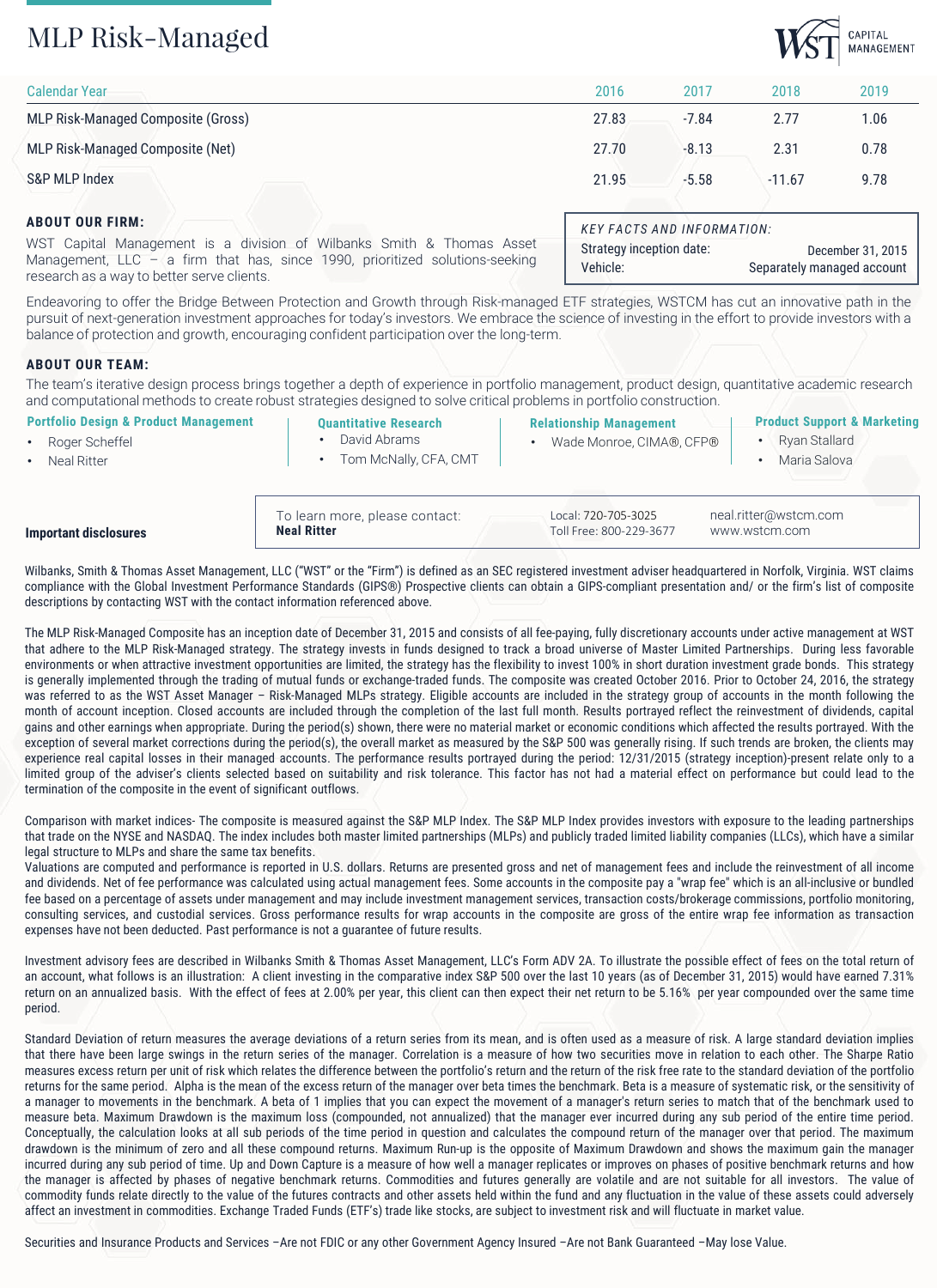# MLP Risk-Managed

| Calendar Year | 2016 | 2017 | 2018 | 2019 |
|---|---|---|---|---|
| MLP Risk-Managed Composite (Gross) | 27.83 | -7.84 | 2.77 | 1.06 |
| MLP Risk-Managed Composite (Net) | 27.70 | -8.13 | 2.31 | 0.78 |
| S&P MLP Index | 21.95 | -5.58 | -11.67 | 9.78 |

**ABOUT OUR FIRM:**

WST Capital Management is a division of Wilbanks Smith & Thomas Asset Management, LLC – a firm that has, since 1990, prioritized solutions-seeking research as a way to better serve clients.

*KEY FACTS AND INFORMATION:*

Strategy inception date: December 31, 2015
Vehicle: Separately managed account

Endeavoring to offer the Bridge Between Protection and Growth through Risk-managed ETF strategies, WSTCM has cut an innovative path in the pursuit of next-generation investment approaches for today's investors. We embrace the science of investing in the effort to provide investors with a balance of protection and growth, encouraging confident participation over the long-term.

**ABOUT OUR TEAM:**

The team's iterative design process brings together a depth of experience in portfolio management, product design, quantitative academic research and computational methods to create robust strategies designed to solve critical problems in portfolio construction.

**Portfolio Design & Product Management**
- Roger Scheffel
- Neal Ritter

**Quantitative Research**
- David Abrams
- Tom McNally, CFA, CMT

**Relationship Management**
- Wade Monroe, CIMA®, CFP®

**Product Support & Marketing**
- Ryan Stallard
- Maria Salova

To learn more, please contact: **Neal Ritter**
Local: 720-705-3025
Toll Free: 800-229-3677
neal.ritter@wstcm.com
www.wstcm.com

**Important disclosures**

Wilbanks, Smith & Thomas Asset Management, LLC ("WST" or the "Firm") is defined as an SEC registered investment adviser headquartered in Norfolk, Virginia. WST claims compliance with the Global Investment Performance Standards (GIPS®) Prospective clients can obtain a GIPS-compliant presentation and/ or the firm's list of composite descriptions by contacting WST with the contact information referenced above.

The MLP Risk-Managed Composite has an inception date of December 31, 2015 and consists of all fee-paying, fully discretionary accounts under active management at WST that adhere to the MLP Risk-Managed strategy. The strategy invests in funds designed to track a broad universe of Master Limited Partnerships. During less favorable environments or when attractive investment opportunities are limited, the strategy has the flexibility to invest 100% in short duration investment grade bonds. This strategy is generally implemented through the trading of mutual funds or exchange-traded funds. The composite was created October 2016. Prior to October 24, 2016, the strategy was referred to as the WST Asset Manager – Risk-Managed MLPs strategy. Eligible accounts are included in the strategy group of accounts in the month following the month of account inception. Closed accounts are included through the completion of the last full month. Results portrayed reflect the reinvestment of dividends, capital gains and other earnings when appropriate. During the period(s) shown, there were no material market or economic conditions which affected the results portrayed. With the exception of several market corrections during the period(s), the overall market as measured by the S&P 500 was generally rising. If such trends are broken, the clients may experience real capital losses in their managed accounts. The performance results portrayed during the period: 12/31/2015 (strategy inception)-present relate only to a limited group of the adviser's clients selected based on suitability and risk tolerance. This factor has not had a material effect on performance but could lead to the termination of the composite in the event of significant outflows.

Comparison with market indices- The composite is measured against the S&P MLP Index. The S&P MLP Index provides investors with exposure to the leading partnerships that trade on the NYSE and NASDAQ. The index includes both master limited partnerships (MLPs) and publicly traded limited liability companies (LLCs), which have a similar legal structure to MLPs and share the same tax benefits.

Valuations are computed and performance is reported in U.S. dollars. Returns are presented gross and net of management fees and include the reinvestment of all income and dividends. Net of fee performance was calculated using actual management fees. Some accounts in the composite pay a "wrap fee" which is an all-inclusive or bundled fee based on a percentage of assets under management and may include investment management services, transaction costs/brokerage commissions, portfolio monitoring, consulting services, and custodial services. Gross performance results for wrap accounts in the composite are gross of the entire wrap fee information as transaction expenses have not been deducted. Past performance is not a guarantee of future results.

Investment advisory fees are described in Wilbanks Smith & Thomas Asset Management, LLC's Form ADV 2A. To illustrate the possible effect of fees on the total return of an account, what follows is an illustration: A client investing in the comparative index S&P 500 over the last 10 years (as of December 31, 2015) would have earned 7.31% return on an annualized basis. With the effect of fees at 2.00% per year, this client can then expect their net return to be 5.16% per year compounded over the same time period.

Standard Deviation of return measures the average deviations of a return series from its mean, and is often used as a measure of risk. A large standard deviation implies that there have been large swings in the return series of the manager. Correlation is a measure of how two securities move in relation to each other. The Sharpe Ratio measures excess return per unit of risk which relates the difference between the portfolio's return and the return of the risk free rate to the standard deviation of the portfolio returns for the same period. Alpha is the mean of the excess return of the manager over beta times the benchmark. Beta is a measure of systematic risk, or the sensitivity of a manager to movements in the benchmark. A beta of 1 implies that you can expect the movement of a manager's return series to match that of the benchmark used to measure beta. Maximum Drawdown is the maximum loss (compounded, not annualized) that the manager ever incurred during any sub period of the entire time period. Conceptually, the calculation looks at all sub periods of the time period in question and calculates the compound return of the manager over that period. The maximum drawdown is the minimum of zero and all these compound returns. Maximum Run-up is the opposite of Maximum Drawdown and shows the maximum gain the manager incurred during any sub period of time. Up and Down Capture is a measure of how well a manager replicates or improves on phases of positive benchmark returns and how the manager is affected by phases of negative benchmark returns. Commodities and futures generally are volatile and are not suitable for all investors. The value of commodity funds relate directly to the value of the futures contracts and other assets held within the fund and any fluctuation in the value of these assets could adversely affect an investment in commodities. Exchange Traded Funds (ETF's) trade like stocks, are subject to investment risk and will fluctuate in market value.

Securities and Insurance Products and Services –Are not FDIC or any other Government Agency Insured –Are not Bank Guaranteed –May lose Value.